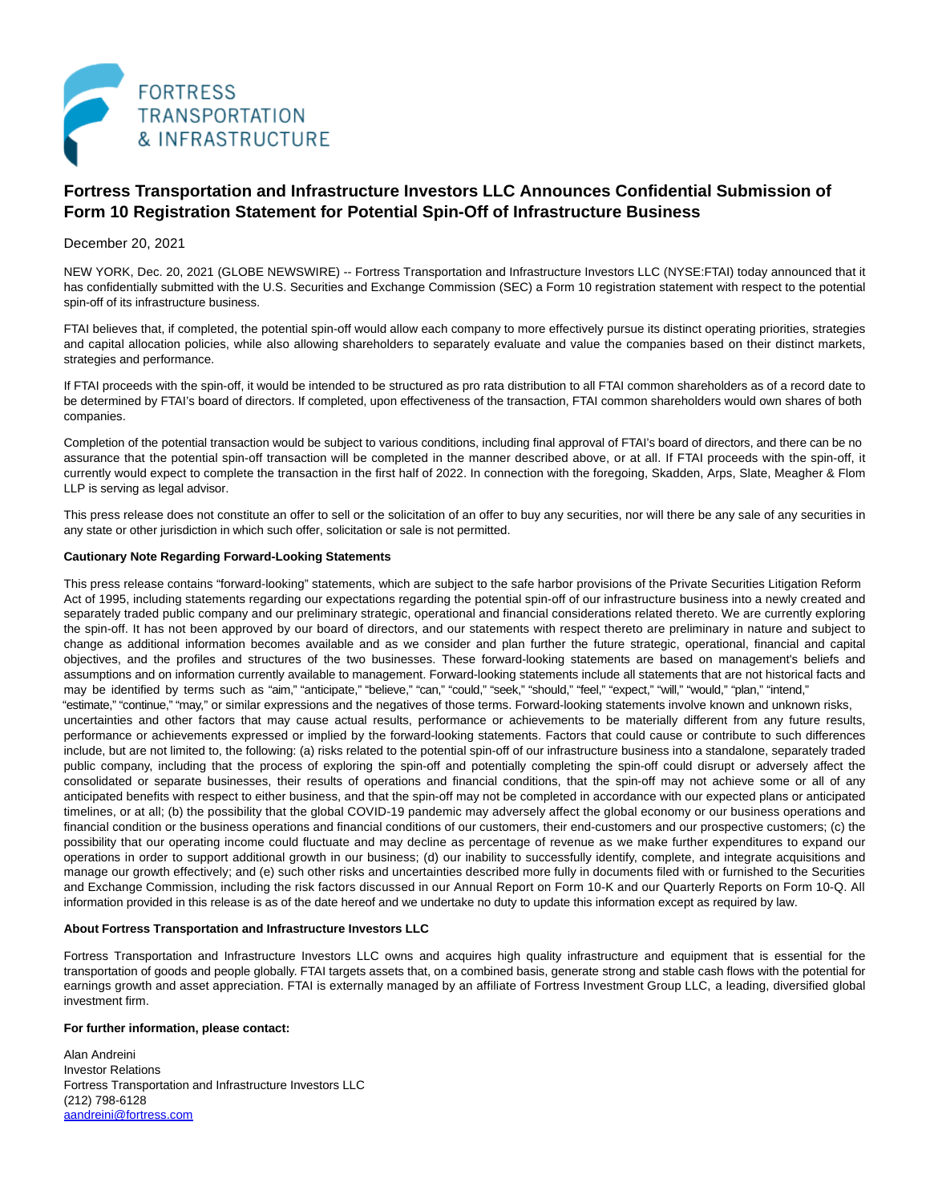FORTRESS TRANSPORTATION & INFRASTRUCTURE

# Fortress Transportation and Infrastructure Investors LLC Announces Confidential Submission of Form 10 Registration Statement for Potential Spin-Off of Infrastructure Business

December 20, 2021

NEW YORK, Dec. 20, 2021 (GLOBE NEWSWIRE) -- Fortress Transportation and Infrastructure Investors LLC (NYSE:FTAI) today announced that it has confidentially submitted with the U.S. Securities and Exchange Commission (SEC) a Form 10 registration statement with respect to the potential spin-off of its infrastructure business.

FTAI believes that, if completed, the potential spin-off would allow each company to more effectively pursue its distinct operating priorities, strategies and capital allocation policies, while also allowing shareholders to separately evaluate and value the companies based on their distinct markets, strategies and performance.

If FTAI proceeds with the spin-off, it would be intended to be structured as pro rata distribution to all FTAI common shareholders as of a record date to be determined by FTAI's board of directors. If completed, upon effectiveness of the transaction, FTAI common shareholders would own shares of both companies.

Completion of the potential transaction would be subject to various conditions, including final approval of FTAI's board of directors, and there can be no assurance that the potential spin-off transaction will be completed in the manner described above, or at all. If FTAI proceeds with the spin-off, it currently would expect to complete the transaction in the first half of 2022. In connection with the foregoing, Skadden, Arps, Slate, Meagher & Flom LLP is serving as legal advisor.

This press release does not constitute an offer to sell or the solicitation of an offer to buy any securities, nor will there be any sale of any securities in any state or other jurisdiction in which such offer, solicitation or sale is not permitted.

**Cautionary Note Regarding Forward-Looking Statements**

This press release contains "forward-looking" statements, which are subject to the safe harbor provisions of the Private Securities Litigation Reform Act of 1995, including statements regarding our expectations regarding the potential spin-off of our infrastructure business into a newly created and separately traded public company and our preliminary strategic, operational and financial considerations related thereto. We are currently exploring the spin-off. It has not been approved by our board of directors, and our statements with respect thereto are preliminary in nature and subject to change as additional information becomes available and as we consider and plan further the future strategic, operational, financial and capital objectives, and the profiles and structures of the two businesses. These forward-looking statements are based on management's beliefs and assumptions and on information currently available to management. Forward-looking statements include all statements that are not historical facts and may be identified by terms such as "aim," "anticipate," "believe," "can," "could," "seek," "should," "feel," "expect," "will," "would," "plan," "intend," "estimate," "continue," "may," or similar expressions and the negatives of those terms. Forward-looking statements involve known and unknown risks, uncertainties and other factors that may cause actual results, performance or achievements to be materially different from any future results, performance or achievements expressed or implied by the forward-looking statements. Factors that could cause or contribute to such differences include, but are not limited to, the following: (a) risks related to the potential spin-off of our infrastructure business into a standalone, separately traded public company, including that the process of exploring the spin-off and potentially completing the spin-off could disrupt or adversely affect the consolidated or separate businesses, their results of operations and financial conditions, that the spin-off may not achieve some or all of any anticipated benefits with respect to either business, and that the spin-off may not be completed in accordance with our expected plans or anticipated timelines, or at all; (b) the possibility that the global COVID-19 pandemic may adversely affect the global economy or our business operations and financial condition or the business operations and financial conditions of our customers, their end-customers and our prospective customers; (c) the possibility that our operating income could fluctuate and may decline as percentage of revenue as we make further expenditures to expand our operations in order to support additional growth in our business; (d) our inability to successfully identify, complete, and integrate acquisitions and manage our growth effectively; and (e) such other risks and uncertainties described more fully in documents filed with or furnished to the Securities and Exchange Commission, including the risk factors discussed in our Annual Report on Form 10-K and our Quarterly Reports on Form 10-Q. All information provided in this release is as of the date hereof and we undertake no duty to update this information except as required by law.

**About Fortress Transportation and Infrastructure Investors LLC**

Fortress Transportation and Infrastructure Investors LLC owns and acquires high quality infrastructure and equipment that is essential for the transportation of goods and people globally. FTAI targets assets that, on a combined basis, generate strong and stable cash flows with the potential for earnings growth and asset appreciation. FTAI is externally managed by an affiliate of Fortress Investment Group LLC, a leading, diversified global investment firm.

**For further information, please contact:**

Alan Andreini
Investor Relations
Fortress Transportation and Infrastructure Investors LLC
(212) 798-6128
aandreini@fortress.com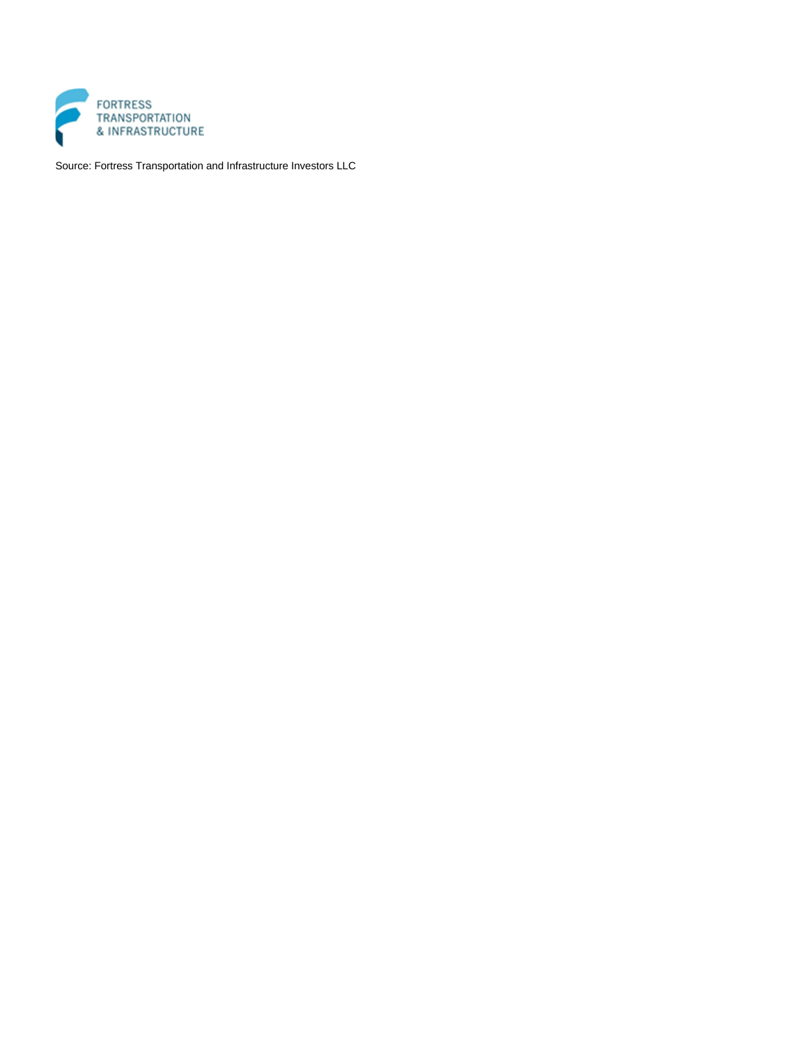FORTRESS
TRANSPORTATION
& INFRASTRUCTURE

Source: Fortress Transportation and Infrastructure Investors LLC